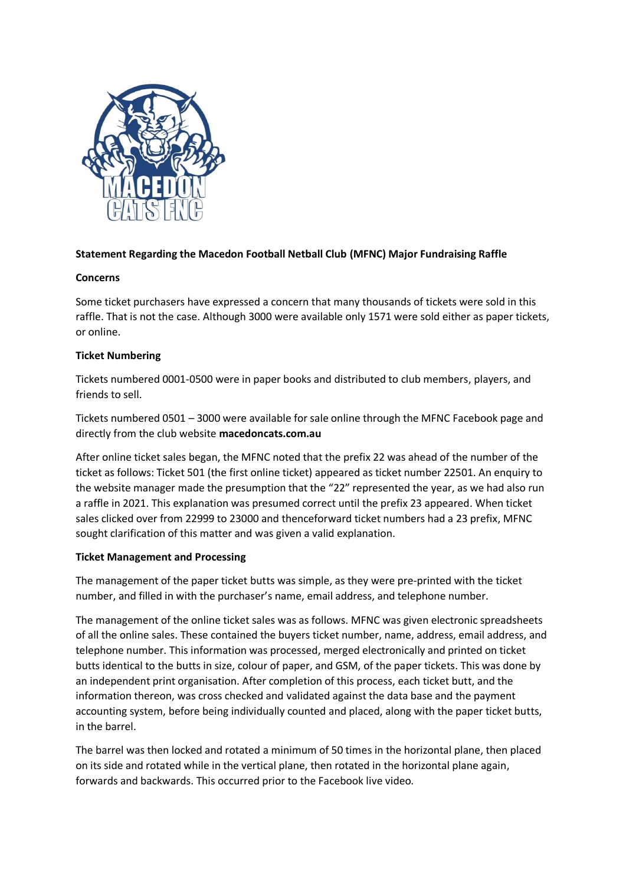**Statement Regarding the Macedon Football Netball Club (MFNC) Major Fundraising Raffle**

**Concerns**

Some ticket purchasers have expressed a concern that many thousands of tickets were sold in this raffle. That is not the case. Although 3000 were available only 1571 were sold either as paper tickets, or online.

**Ticket Numbering**

Tickets numbered 0001-0500 were in paper books and distributed to club members, players, and friends to sell.

Tickets numbered 0501 – 3000 were available for sale online through the MFNC Facebook page and directly from the club website **macedoncats.com.au**

After online ticket sales began, the MFNC noted that the prefix 22 was ahead of the number of the ticket as follows: Ticket 501 (the first online ticket) appeared as ticket number 22501. An enquiry to the website manager made the presumption that the "22" represented the year, as we had also run a raffle in 2021. This explanation was presumed correct until the prefix 23 appeared. When ticket sales clicked over from 22999 to 23000 and thenceforward ticket numbers had a 23 prefix, MFNC sought clarification of this matter and was given a valid explanation.

**Ticket Management and Processing**

The management of the paper ticket butts was simple, as they were pre-printed with the ticket number, and filled in with the purchaser's name, email address, and telephone number.

The management of the online ticket sales was as follows. MFNC was given electronic spreadsheets of all the online sales. These contained the buyers ticket number, name, address, email address, and telephone number. This information was processed, merged electronically and printed on ticket butts identical to the butts in size, colour of paper, and GSM, of the paper tickets. This was done by an independent print organisation. After completion of this process, each ticket butt, and the information thereon, was cross checked and validated against the data base and the payment accounting system, before being individually counted and placed, along with the paper ticket butts, in the barrel.

The barrel was then locked and rotated a minimum of 50 times in the horizontal plane, then placed on its side and rotated while in the vertical plane, then rotated in the horizontal plane again, forwards and backwards. This occurred prior to the Facebook live video.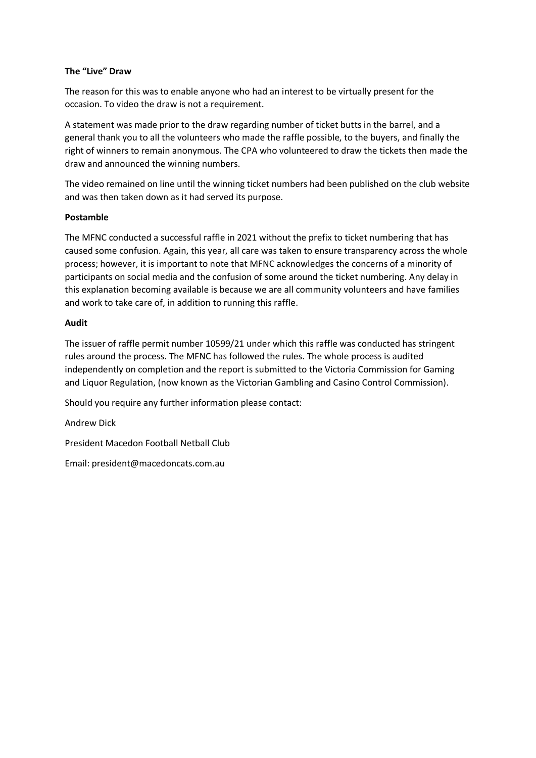**The "Live" Draw**

The reason for this was to enable anyone who had an interest to be virtually present for the occasion. To video the draw is not a requirement.

A statement was made prior to the draw regarding number of ticket butts in the barrel, and a general thank you to all the volunteers who made the raffle possible, to the buyers, and finally the right of winners to remain anonymous. The CPA who volunteered to draw the tickets then made the draw and announced the winning numbers.

The video remained on line until the winning ticket numbers had been published on the club website and was then taken down as it had served its purpose.

**Postamble**

The MFNC conducted a successful raffle in 2021 without the prefix to ticket numbering that has caused some confusion. Again, this year, all care was taken to ensure transparency across the whole process; however, it is important to note that MFNC acknowledges the concerns of a minority of participants on social media and the confusion of some around the ticket numbering. Any delay in this explanation becoming available is because we are all community volunteers and have families and work to take care of, in addition to running this raffle.

**Audit**

The issuer of raffle permit number 10599/21 under which this raffle was conducted has stringent rules around the process. The MFNC has followed the rules. The whole process is audited independently on completion and the report is submitted to the Victoria Commission for Gaming and Liquor Regulation, (now known as the Victorian Gambling and Casino Control Commission).

Should you require any further information please contact:

Andrew Dick

President Macedon Football Netball Club

Email: president@macedoncats.com.au